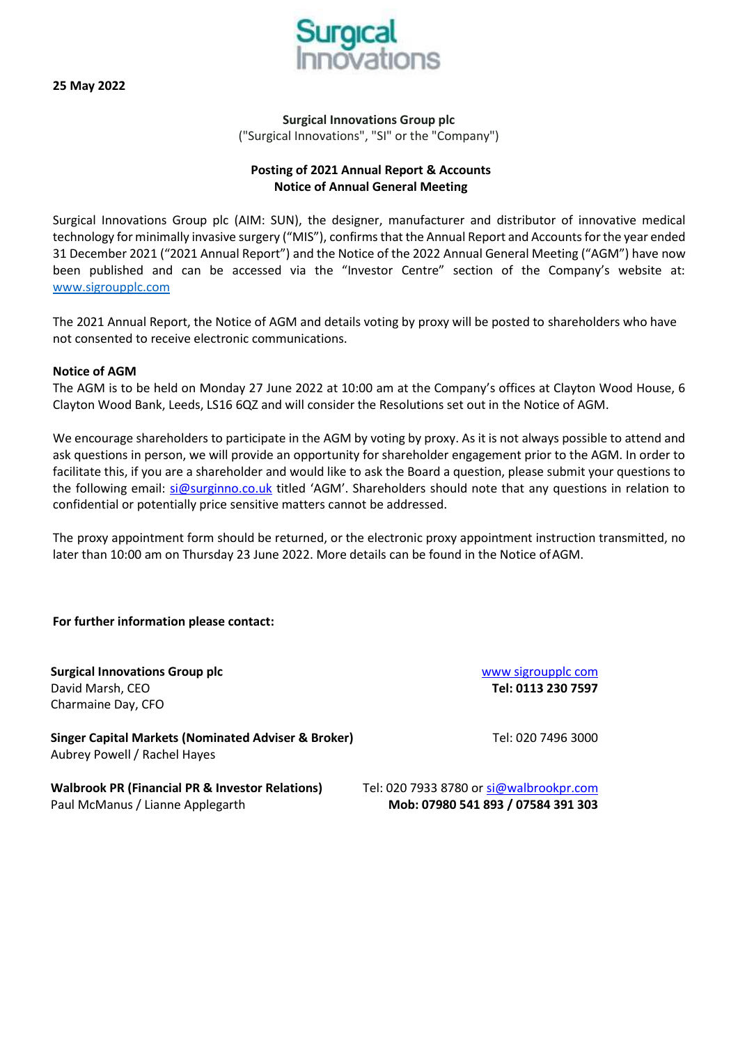**25 May 2022**

**Surgical Innovations Group plc**
("Surgical Innovations", "SI" or the "Company")

**Posting of 2021 Annual Report & Accounts**
**Notice of Annual General Meeting**

Surgical Innovations Group plc (AIM: SUN), the designer, manufacturer and distributor of innovative medical technology for minimally invasive surgery ("MIS"), confirms that the Annual Report and Accounts for the year ended 31 December 2021 ("2021 Annual Report") and the Notice of the 2022 Annual General Meeting ("AGM") have now been published and can be accessed via the "Investor Centre" section of the Company's website at: www.sigroupplc.com

The 2021 Annual Report, the Notice of AGM and details voting by proxy will be posted to shareholders who have not consented to receive electronic communications.

**Notice of AGM**

The AGM is to be held on Monday 27 June 2022 at 10:00 am at the Company's offices at Clayton Wood House, 6 Clayton Wood Bank, Leeds, LS16 6QZ and will consider the Resolutions set out in the Notice of AGM.

We encourage shareholders to participate in the AGM by voting by proxy. As it is not always possible to attend and ask questions in person, we will provide an opportunity for shareholder engagement prior to the AGM. In order to facilitate this, if you are a shareholder and would like to ask the Board a question, please submit your questions to the following email: si@surginno.co.uk titled 'AGM'. Shareholders should note that any questions in relation to confidential or potentially price sensitive matters cannot be addressed.

The proxy appointment form should be returned, or the electronic proxy appointment instruction transmitted, no later than 10:00 am on Thursday 23 June 2022. More details can be found in the Notice of AGM.

**For further information please contact:**

| | |
|---|---|
| **Surgical Innovations Group plc**<br>David Marsh, CEO<br>Charmaine Day, CFO | www sigroupplc com<br>**Tel: 0113 230 7597** |
| **Singer Capital Markets (Nominated Adviser & Broker)**<br>Aubrey Powell / Rachel Hayes | Tel: 020 7496 3000 |
| **Walbrook PR (Financial PR & Investor Relations)**<br>Paul McManus / Lianne Applegarth | Tel: 020 7933 8780 or si@walbrookpr.com<br>**Mob: 07980 541 893 / 07584 391 303** |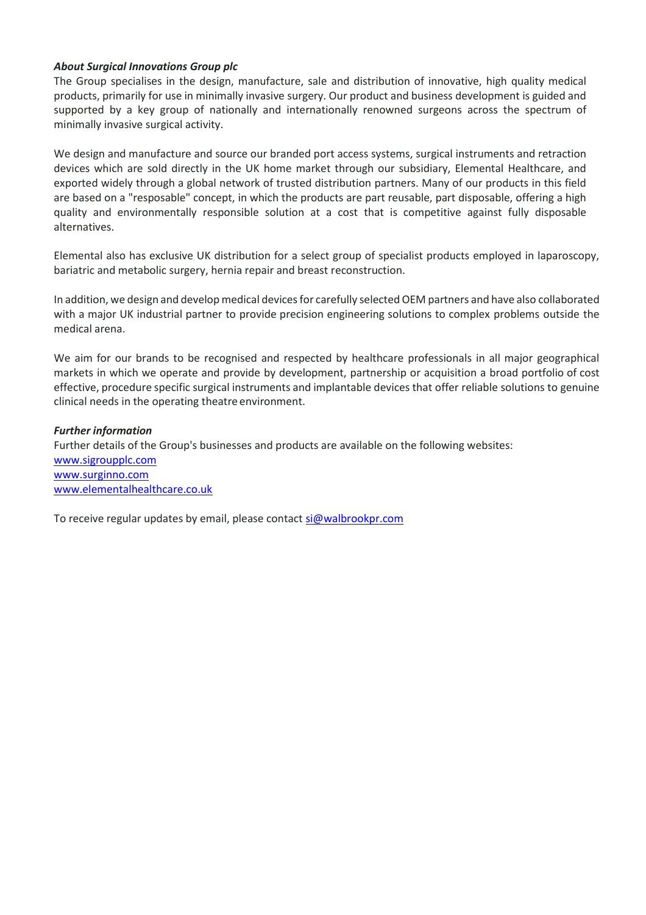***About Surgical Innovations Group plc***

The Group specialises in the design, manufacture, sale and distribution of innovative, high quality medical products, primarily for use in minimally invasive surgery. Our product and business development is guided and supported by a key group of nationally and internationally renowned surgeons across the spectrum of minimally invasive surgical activity.

We design and manufacture and source our branded port access systems, surgical instruments and retraction devices which are sold directly in the UK home market through our subsidiary, Elemental Healthcare, and exported widely through a global network of trusted distribution partners. Many of our products in this field are based on a "resposable" concept, in which the products are part reusable, part disposable, offering a high quality and environmentally responsible solution at a cost that is competitive against fully disposable alternatives.

Elemental also has exclusive UK distribution for a select group of specialist products employed in laparoscopy, bariatric and metabolic surgery, hernia repair and breast reconstruction.

In addition, we design and develop medical devices for carefully selected OEM partners and have also collaborated with a major UK industrial partner to provide precision engineering solutions to complex problems outside the medical arena.

We aim for our brands to be recognised and respected by healthcare professionals in all major geographical markets in which we operate and provide by development, partnership or acquisition a broad portfolio of cost effective, procedure specific surgical instruments and implantable devices that offer reliable solutions to genuine clinical needs in the operating theatre environment.

***Further information***

Further details of the Group's businesses and products are available on the following websites:
www.sigroupplc.com
www.surginno.com
www.elementalhealthcare.co.uk

To receive regular updates by email, please contact si@walbrookpr.com